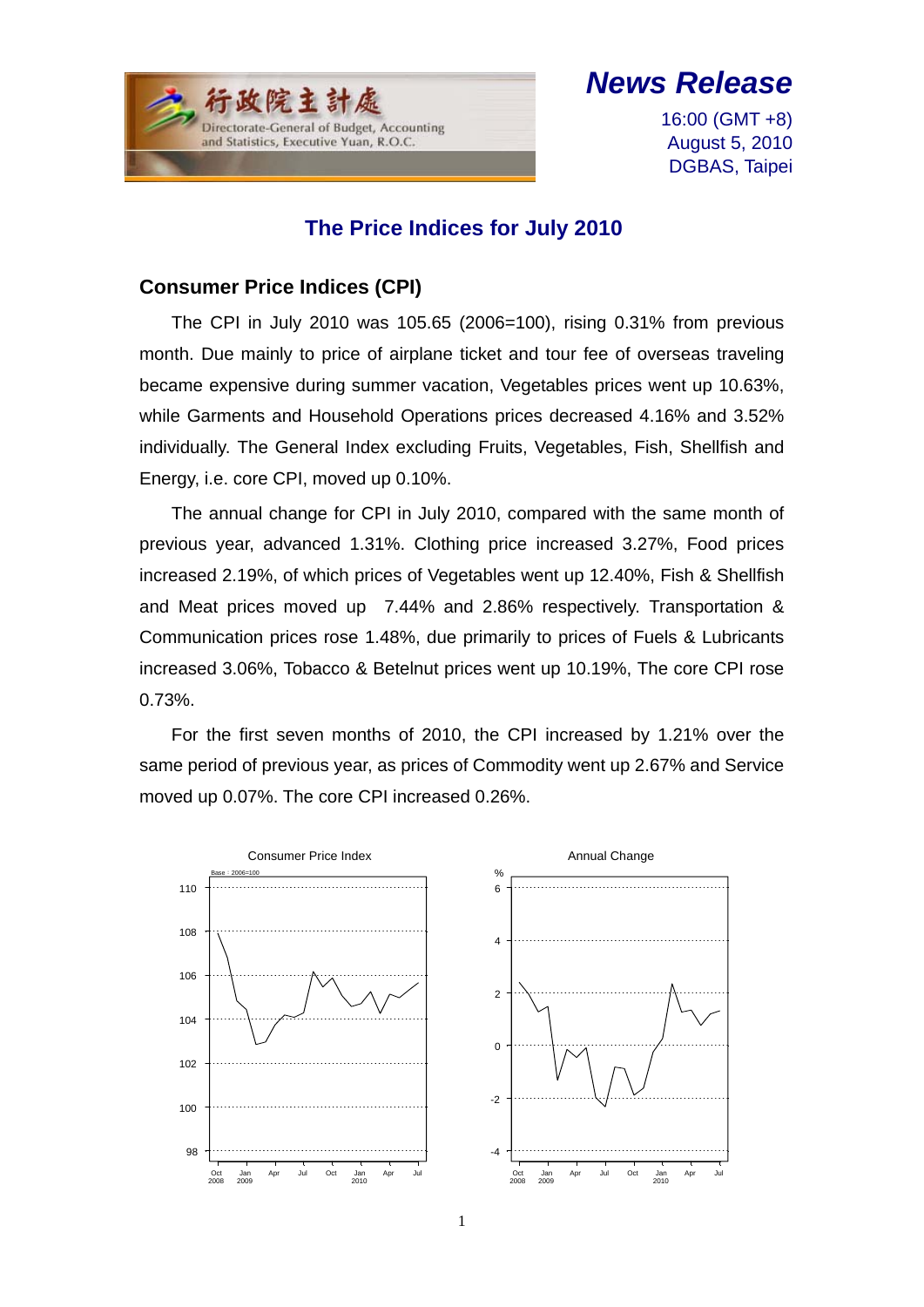行政院主計處

Directorate-General of Budget, Accounting and Statistics, Executive Yuan, R.O.C.

# News Release

16:00 (GMT +8)
August 5, 2010
DGBAS, Taipei

## The Price Indices for July 2010

### Consumer Price Indices (CPI)

The CPI in July 2010 was 105.65 (2006=100), rising 0.31% from previous month. Due mainly to price of airplane ticket and tour fee of overseas traveling became expensive during summer vacation, Vegetables prices went up 10.63%, while Garments and Household Operations prices decreased 4.16% and 3.52% individually. The General Index excluding Fruits, Vegetables, Fish, Shellfish and Energy, i.e. core CPI, moved up 0.10%.

The annual change for CPI in July 2010, compared with the same month of previous year, advanced 1.31%. Clothing price increased 3.27%, Food prices increased 2.19%, of which prices of Vegetables went up 12.40%, Fish & Shellfish and Meat prices moved up 7.44% and 2.86% respectively. Transportation & Communication prices rose 1.48%, due primarily to prices of Fuels & Lubricants increased 3.06%, Tobacco & Betelnut prices went up 10.19%, The core CPI rose 0.73%.

For the first seven months of 2010, the CPI increased by 1.21% over the same period of previous year, as prices of Commodity went up 2.67% and Service moved up 0.07%. The core CPI increased 0.26%.

Consumer Price Index

Annual Change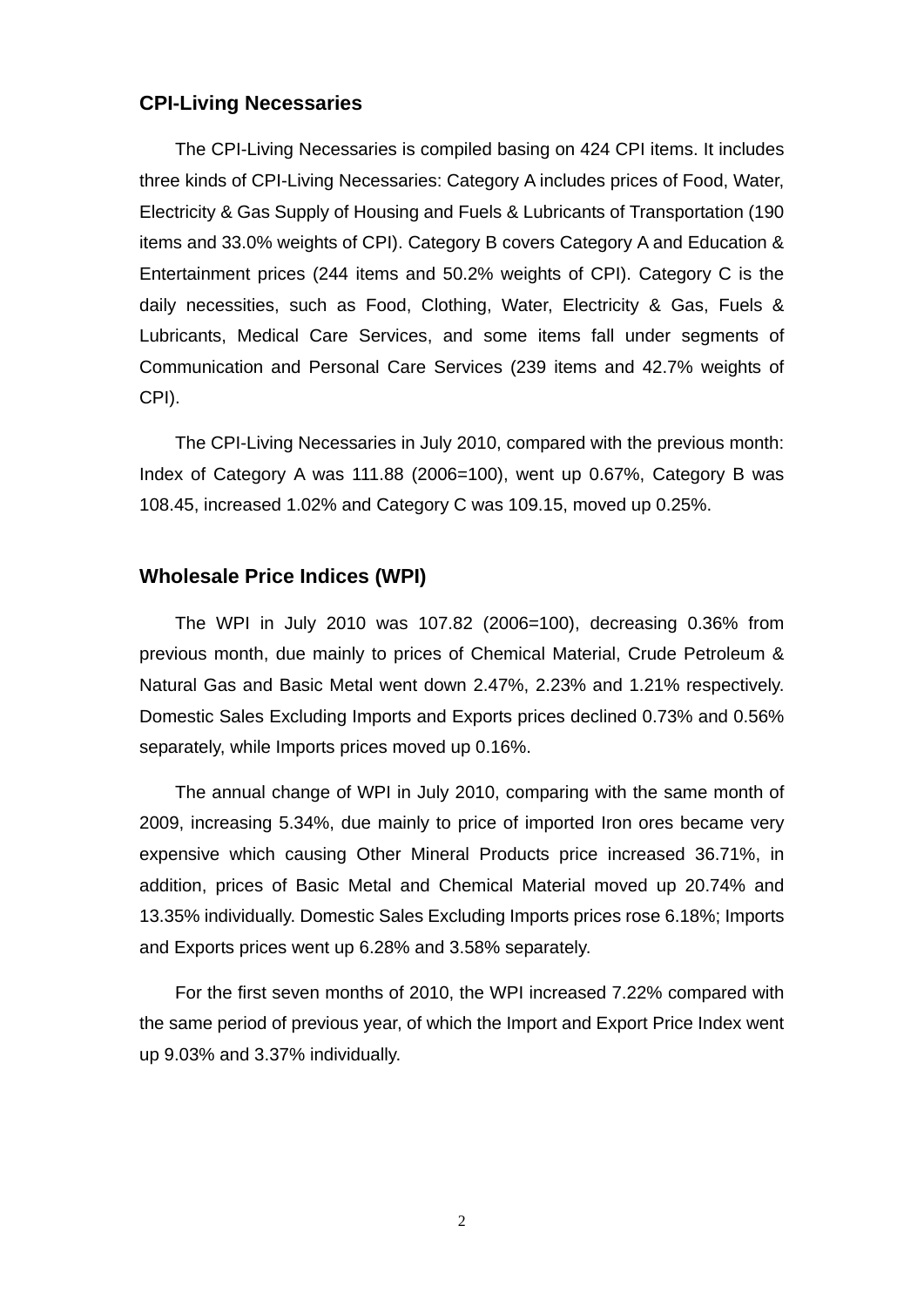## CPI-Living Necessaries

The CPI-Living Necessaries is compiled basing on 424 CPI items. It includes three kinds of CPI-Living Necessaries: Category A includes prices of Food, Water, Electricity & Gas Supply of Housing and Fuels & Lubricants of Transportation (190 items and 33.0% weights of CPI). Category B covers Category A and Education & Entertainment prices (244 items and 50.2% weights of CPI). Category C is the daily necessities, such as Food, Clothing, Water, Electricity & Gas, Fuels & Lubricants, Medical Care Services, and some items fall under segments of Communication and Personal Care Services (239 items and 42.7% weights of CPI).

The CPI-Living Necessaries in July 2010, compared with the previous month: Index of Category A was 111.88 (2006=100), went up 0.67%, Category B was 108.45, increased 1.02% and Category C was 109.15, moved up 0.25%.

## Wholesale Price Indices (WPI)

The WPI in July 2010 was 107.82 (2006=100), decreasing 0.36% from previous month, due mainly to prices of Chemical Material, Crude Petroleum & Natural Gas and Basic Metal went down 2.47%, 2.23% and 1.21% respectively. Domestic Sales Excluding Imports and Exports prices declined 0.73% and 0.56% separately, while Imports prices moved up 0.16%.

The annual change of WPI in July 2010, comparing with the same month of 2009, increasing 5.34%, due mainly to price of imported Iron ores became very expensive which causing Other Mineral Products price increased 36.71%, in addition, prices of Basic Metal and Chemical Material moved up 20.74% and 13.35% individually. Domestic Sales Excluding Imports prices rose 6.18%; Imports and Exports prices went up 6.28% and 3.58% separately.

For the first seven months of 2010, the WPI increased 7.22% compared with the same period of previous year, of which the Import and Export Price Index went up 9.03% and 3.37% individually.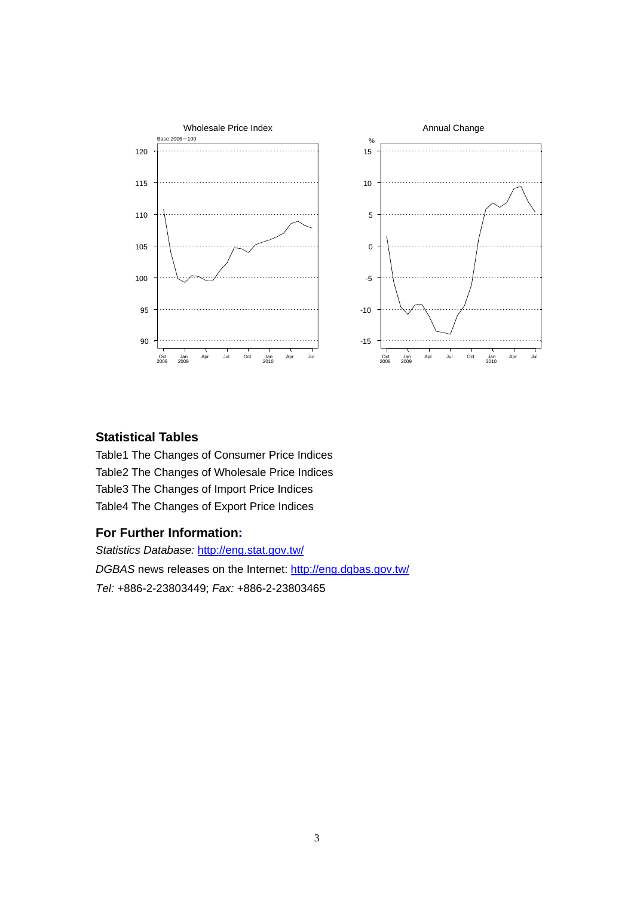## Statistical Tables

Table1 The Changes of Consumer Price Indices

Table2 The Changes of Wholesale Price Indices

Table3 The Changes of Import Price Indices

Table4 The Changes of Export Price Indices

## For Further Information:

*Statistics Database:* http://eng.stat.gov.tw/

*DGBAS* news releases on the Internet: http://eng.dgbas.gov.tw/

*Tel:* +886-2-23803449; *Fax:* +886-2-23803465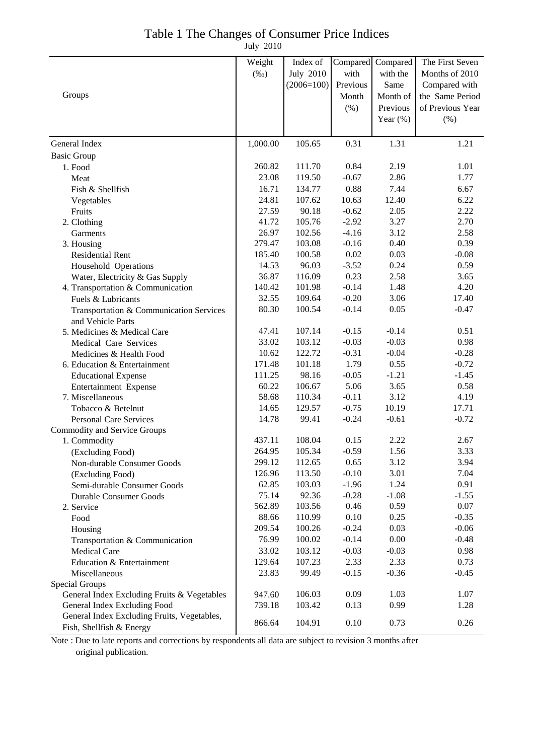# Table 1 The Changes of Consumer Price Indices

July 2010

| Groups | Weight (‰) | Index of July 2010 (2006=100) | Compared with Previous Month (%) | Compared with the Same Month of Previous Year (%) | The First Seven Months of 2010 Compared with the Same Period of Previous Year (%) |
|---|---|---|---|---|---|
| General Index | 1,000.00 | 105.65 | 0.31 | 1.31 | 1.21 |
| Basic Group | | | | | |
| 1. Food | 260.82 | 111.70 | 0.84 | 2.19 | 1.01 |
| Meat | 23.08 | 119.50 | -0.67 | 2.86 | 1.77 |
| Fish & Shellfish | 16.71 | 134.77 | 0.88 | 7.44 | 6.67 |
| Vegetables | 24.81 | 107.62 | 10.63 | 12.40 | 6.22 |
| Fruits | 27.59 | 90.18 | -0.62 | 2.05 | 2.22 |
| 2. Clothing | 41.72 | 105.76 | -2.92 | 3.27 | 2.70 |
| Garments | 26.97 | 102.56 | -4.16 | 3.12 | 2.58 |
| 3. Housing | 279.47 | 103.08 | -0.16 | 0.40 | 0.39 |
| Residential Rent | 185.40 | 100.58 | 0.02 | 0.03 | -0.08 |
| Household Operations | 14.53 | 96.03 | -3.52 | 0.24 | 0.59 |
| Water, Electricity & Gas Supply | 36.87 | 116.09 | 0.23 | 2.58 | 3.65 |
| 4. Transportation & Communication | 140.42 | 101.98 | -0.14 | 1.48 | 4.20 |
| Fuels & Lubricants | 32.55 | 109.64 | -0.20 | 3.06 | 17.40 |
| Transportation & Communication Services and Vehicle Parts | 80.30 | 100.54 | -0.14 | 0.05 | -0.47 |
| 5. Medicines & Medical Care | 47.41 | 107.14 | -0.15 | -0.14 | 0.51 |
| Medical Care Services | 33.02 | 103.12 | -0.03 | -0.03 | 0.98 |
| Medicines & Health Food | 10.62 | 122.72 | -0.31 | -0.04 | -0.28 |
| 6. Education & Entertainment | 171.48 | 101.18 | 1.79 | 0.55 | -0.72 |
| Educational Expense | 111.25 | 98.16 | -0.05 | -1.21 | -1.45 |
| Entertainment Expense | 60.22 | 106.67 | 5.06 | 3.65 | 0.58 |
| 7. Miscellaneous | 58.68 | 110.34 | -0.11 | 3.12 | 4.19 |
| Tobacco & Betelnut | 14.65 | 129.57 | -0.75 | 10.19 | 17.71 |
| Personal Care Services | 14.78 | 99.41 | -0.24 | -0.61 | -0.72 |
| Commodity and Service Groups | | | | | |
| 1. Commodity | 437.11 | 108.04 | 0.15 | 2.22 | 2.67 |
| (Excluding Food) | 264.95 | 105.34 | -0.59 | 1.56 | 3.33 |
| Non-durable Consumer Goods | 299.12 | 112.65 | 0.65 | 3.12 | 3.94 |
| (Excluding Food) | 126.96 | 113.50 | -0.10 | 3.01 | 7.04 |
| Semi-durable Consumer Goods | 62.85 | 103.03 | -1.96 | 1.24 | 0.91 |
| Durable Consumer Goods | 75.14 | 92.36 | -0.28 | -1.08 | -1.55 |
| 2. Service | 562.89 | 103.56 | 0.46 | 0.59 | 0.07 |
| Food | 88.66 | 110.99 | 0.10 | 0.25 | -0.35 |
| Housing | 209.54 | 100.26 | -0.24 | 0.03 | -0.06 |
| Transportation & Communication | 76.99 | 100.02 | -0.14 | 0.00 | -0.48 |
| Medical Care | 33.02 | 103.12 | -0.03 | -0.03 | 0.98 |
| Education & Entertainment | 129.64 | 107.23 | 2.33 | 2.33 | 0.73 |
| Miscellaneous | 23.83 | 99.49 | -0.15 | -0.36 | -0.45 |
| Special Groups | | | | | |
| General Index Excluding Fruits & Vegetables | 947.60 | 106.03 | 0.09 | 1.03 | 1.07 |
| General Index Excluding Food | 739.18 | 103.42 | 0.13 | 0.99 | 1.28 |
| General Index Excluding Fruits, Vegetables, Fish, Shellfish & Energy | 866.64 | 104.91 | 0.10 | 0.73 | 0.26 |

Note : Due to late reports and corrections by respondents all data are subject to revision 3 months after original publication.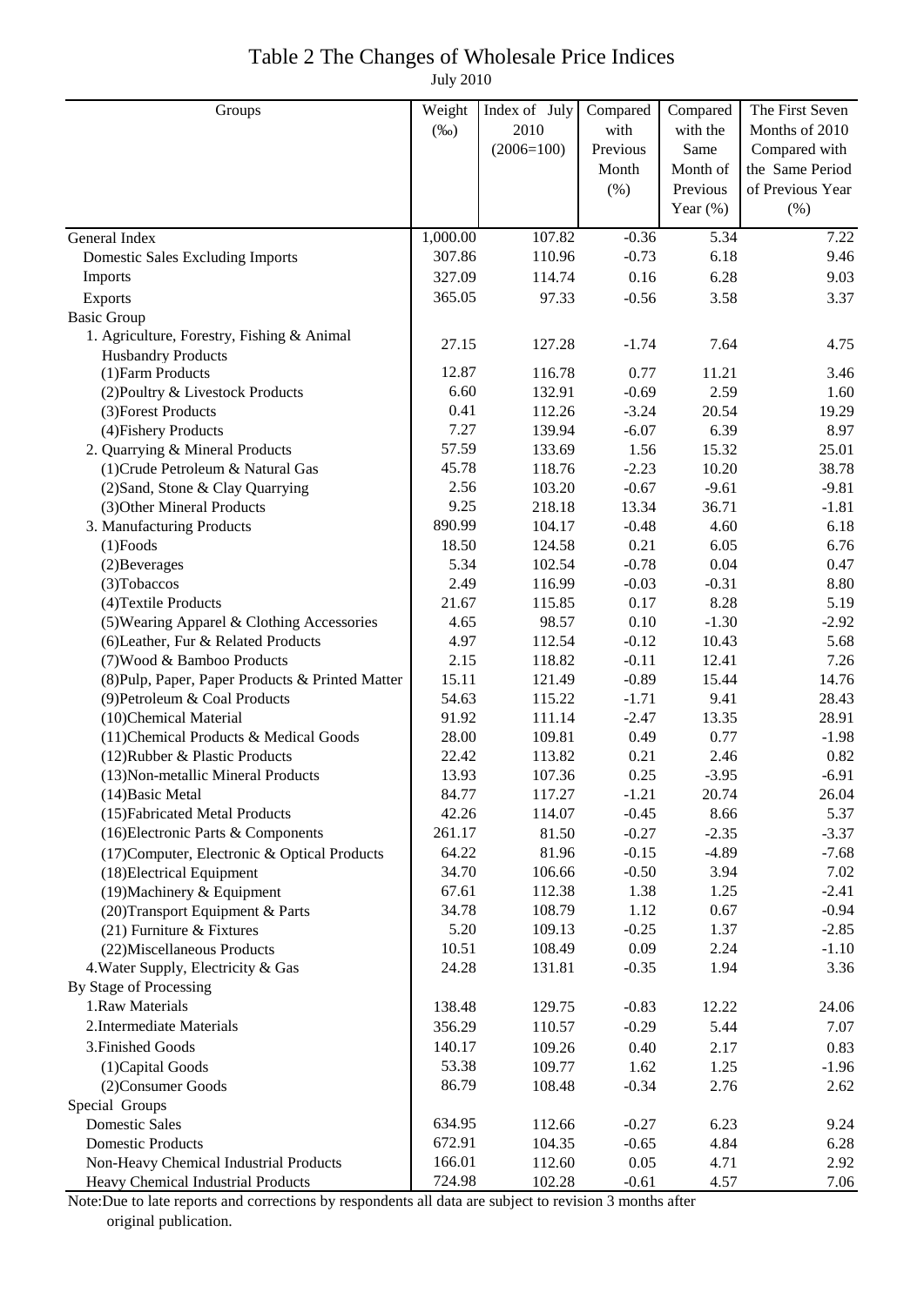# Table 2 The Changes of Wholesale Price Indices

July 2010

| Groups | Weight (‰) | Index of July 2010 (2006=100) | Compared with Previous Month (%) | Compared with the Same Month of Previous Year (%) | The First Seven Months of 2010 Compared with the Same Period of Previous Year (%) |
|---|---|---|---|---|---|
| General Index | 1,000.00 | 107.82 | -0.36 | 5.34 | 7.22 |
| Domestic Sales Excluding Imports | 307.86 | 110.96 | -0.73 | 6.18 | 9.46 |
| Imports | 327.09 | 114.74 | 0.16 | 6.28 | 9.03 |
| Exports | 365.05 | 97.33 | -0.56 | 3.58 | 3.37 |
| Basic Group | | | | | |
| 1. Agriculture, Forestry, Fishing & Animal Husbandry Products | 27.15 | 127.28 | -1.74 | 7.64 | 4.75 |
| (1)Farm Products | 12.87 | 116.78 | 0.77 | 11.21 | 3.46 |
| (2)Poultry & Livestock Products | 6.60 | 132.91 | -0.69 | 2.59 | 1.60 |
| (3)Forest Products | 0.41 | 112.26 | -3.24 | 20.54 | 19.29 |
| (4)Fishery Products | 7.27 | 139.94 | -6.07 | 6.39 | 8.97 |
| 2. Quarrying & Mineral Products | 57.59 | 133.69 | 1.56 | 15.32 | 25.01 |
| (1)Crude Petroleum & Natural Gas | 45.78 | 118.76 | -2.23 | 10.20 | 38.78 |
| (2)Sand, Stone & Clay Quarrying | 2.56 | 103.20 | -0.67 | -9.61 | -9.81 |
| (3)Other Mineral Products | 9.25 | 218.18 | 13.34 | 36.71 | -1.81 |
| 3. Manufacturing Products | 890.99 | 104.17 | -0.48 | 4.60 | 6.18 |
| (1)Foods | 18.50 | 124.58 | 0.21 | 6.05 | 6.76 |
| (2)Beverages | 5.34 | 102.54 | -0.78 | 0.04 | 0.47 |
| (3)Tobaccos | 2.49 | 116.99 | -0.03 | -0.31 | 8.80 |
| (4)Textile Products | 21.67 | 115.85 | 0.17 | 8.28 | 5.19 |
| (5)Wearing Apparel & Clothing Accessories | 4.65 | 98.57 | 0.10 | -1.30 | -2.92 |
| (6)Leather, Fur & Related Products | 4.97 | 112.54 | -0.12 | 10.43 | 5.68 |
| (7)Wood & Bamboo Products | 2.15 | 118.82 | -0.11 | 12.41 | 7.26 |
| (8)Pulp, Paper, Paper Products & Printed Matter | 15.11 | 121.49 | -0.89 | 15.44 | 14.76 |
| (9)Petroleum & Coal Products | 54.63 | 115.22 | -1.71 | 9.41 | 28.43 |
| (10)Chemical Material | 91.92 | 111.14 | -2.47 | 13.35 | 28.91 |
| (11)Chemical Products & Medical Goods | 28.00 | 109.81 | 0.49 | 0.77 | -1.98 |
| (12)Rubber & Plastic Products | 22.42 | 113.82 | 0.21 | 2.46 | 0.82 |
| (13)Non-metallic Mineral Products | 13.93 | 107.36 | 0.25 | -3.95 | -6.91 |
| (14)Basic Metal | 84.77 | 117.27 | -1.21 | 20.74 | 26.04 |
| (15)Fabricated Metal Products | 42.26 | 114.07 | -0.45 | 8.66 | 5.37 |
| (16)Electronic Parts & Components | 261.17 | 81.50 | -0.27 | -2.35 | -3.37 |
| (17)Computer, Electronic & Optical Products | 64.22 | 81.96 | -0.15 | -4.89 | -7.68 |
| (18)Electrical Equipment | 34.70 | 106.66 | -0.50 | 3.94 | 7.02 |
| (19)Machinery & Equipment | 67.61 | 112.38 | 1.38 | 1.25 | -2.41 |
| (20)Transport Equipment & Parts | 34.78 | 108.79 | 1.12 | 0.67 | -0.94 |
| (21) Furniture & Fixtures | 5.20 | 109.13 | -0.25 | 1.37 | -2.85 |
| (22)Miscellaneous Products | 10.51 | 108.49 | 0.09 | 2.24 | -1.10 |
| 4.Water Supply, Electricity & Gas | 24.28 | 131.81 | -0.35 | 1.94 | 3.36 |
| By Stage of Processing | | | | | |
| 1.Raw Materials | 138.48 | 129.75 | -0.83 | 12.22 | 24.06 |
| 2.Intermediate Materials | 356.29 | 110.57 | -0.29 | 5.44 | 7.07 |
| 3.Finished Goods | 140.17 | 109.26 | 0.40 | 2.17 | 0.83 |
| (1)Capital Goods | 53.38 | 109.77 | 1.62 | 1.25 | -1.96 |
| (2)Consumer Goods | 86.79 | 108.48 | -0.34 | 2.76 | 2.62 |
| Special Groups | | | | | |
| Domestic Sales | 634.95 | 112.66 | -0.27 | 6.23 | 9.24 |
| Domestic Products | 672.91 | 104.35 | -0.65 | 4.84 | 6.28 |
| Non-Heavy Chemical Industrial Products | 166.01 | 112.60 | 0.05 | 4.71 | 2.92 |
| Heavy Chemical Industrial Products | 724.98 | 102.28 | -0.61 | 4.57 | 7.06 |

Note:Due to late reports and corrections by respondents all data are subject to revision 3 months after original publication.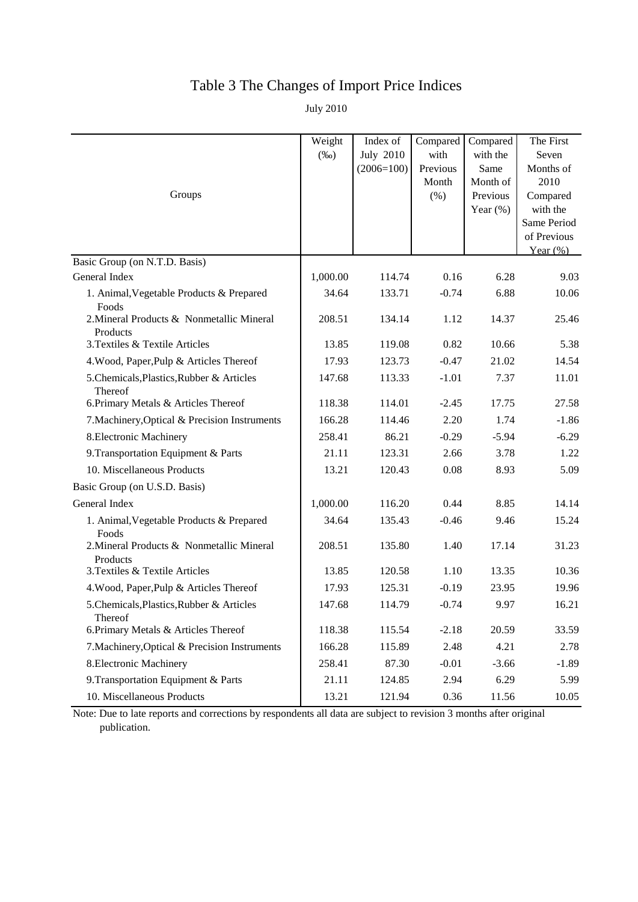# Table 3 The Changes of Import Price Indices

July 2010

| Groups | Weight (‰) | Index of July 2010 (2006=100) | Compared with Previous Month (%) | Compared with the Same Month of Previous Year (%) | The First Seven Months of 2010 Compared with the Same Period of Previous Year (%) |
|---|---|---|---|---|---|
| Basic Group (on N.T.D. Basis) | | | | | |
| General Index | 1,000.00 | 114.74 | 0.16 | 6.28 | 9.03 |
| 1. Animal,Vegetable Products & Prepared Foods | 34.64 | 133.71 | -0.74 | 6.88 | 10.06 |
| 2.Mineral Products & Nonmetallic Mineral Products | 208.51 | 134.14 | 1.12 | 14.37 | 25.46 |
| 3.Textiles & Textile Articles | 13.85 | 119.08 | 0.82 | 10.66 | 5.38 |
| 4.Wood, Paper,Pulp & Articles Thereof | 17.93 | 123.73 | -0.47 | 21.02 | 14.54 |
| 5.Chemicals,Plastics,Rubber & Articles Thereof | 147.68 | 113.33 | -1.01 | 7.37 | 11.01 |
| 6.Primary Metals & Articles Thereof | 118.38 | 114.01 | -2.45 | 17.75 | 27.58 |
| 7.Machinery,Optical & Precision Instruments | 166.28 | 114.46 | 2.20 | 1.74 | -1.86 |
| 8.Electronic Machinery | 258.41 | 86.21 | -0.29 | -5.94 | -6.29 |
| 9.Transportation Equipment & Parts | 21.11 | 123.31 | 2.66 | 3.78 | 1.22 |
| 10. Miscellaneous Products | 13.21 | 120.43 | 0.08 | 8.93 | 5.09 |
| Basic Group (on U.S.D. Basis) | | | | | |
| General Index | 1,000.00 | 116.20 | 0.44 | 8.85 | 14.14 |
| 1. Animal,Vegetable Products & Prepared Foods | 34.64 | 135.43 | -0.46 | 9.46 | 15.24 |
| 2.Mineral Products & Nonmetallic Mineral Products | 208.51 | 135.80 | 1.40 | 17.14 | 31.23 |
| 3.Textiles & Textile Articles | 13.85 | 120.58 | 1.10 | 13.35 | 10.36 |
| 4.Wood, Paper,Pulp & Articles Thereof | 17.93 | 125.31 | -0.19 | 23.95 | 19.96 |
| 5.Chemicals,Plastics,Rubber & Articles Thereof | 147.68 | 114.79 | -0.74 | 9.97 | 16.21 |
| 6.Primary Metals & Articles Thereof | 118.38 | 115.54 | -2.18 | 20.59 | 33.59 |
| 7.Machinery,Optical & Precision Instruments | 166.28 | 115.89 | 2.48 | 4.21 | 2.78 |
| 8.Electronic Machinery | 258.41 | 87.30 | -0.01 | -3.66 | -1.89 |
| 9.Transportation Equipment & Parts | 21.11 | 124.85 | 2.94 | 6.29 | 5.99 |
| 10. Miscellaneous Products | 13.21 | 121.94 | 0.36 | 11.56 | 10.05 |

Note: Due to late reports and corrections by respondents all data are subject to revision 3 months after original publication.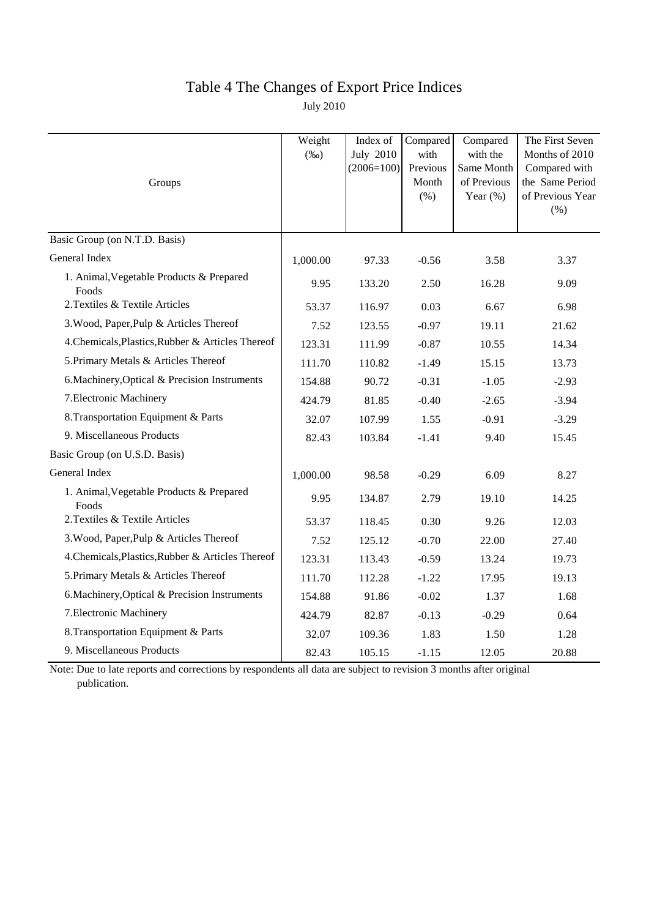# Table 4 The Changes of Export Price Indices

July 2010

| Groups | Weight (‰) | Index of July 2010 (2006=100) | Compared with Previous Month (%) | Compared with the Same Month of Previous Year (%) | The First Seven Months of 2010 Compared with the Same Period of Previous Year (%) |
|---|---|---|---|---|---|
| Basic Group (on N.T.D. Basis) | | | | | |
| General Index | 1,000.00 | 97.33 | -0.56 | 3.58 | 3.37 |
| 1. Animal,Vegetable Products & Prepared Foods | 9.95 | 133.20 | 2.50 | 16.28 | 9.09 |
| 2.Textiles & Textile Articles | 53.37 | 116.97 | 0.03 | 6.67 | 6.98 |
| 3.Wood, Paper,Pulp & Articles Thereof | 7.52 | 123.55 | -0.97 | 19.11 | 21.62 |
| 4.Chemicals,Plastics,Rubber & Articles Thereof | 123.31 | 111.99 | -0.87 | 10.55 | 14.34 |
| 5.Primary Metals & Articles Thereof | 111.70 | 110.82 | -1.49 | 15.15 | 13.73 |
| 6.Machinery,Optical & Precision Instruments | 154.88 | 90.72 | -0.31 | -1.05 | -2.93 |
| 7.Electronic Machinery | 424.79 | 81.85 | -0.40 | -2.65 | -3.94 |
| 8.Transportation Equipment & Parts | 32.07 | 107.99 | 1.55 | -0.91 | -3.29 |
| 9. Miscellaneous Products | 82.43 | 103.84 | -1.41 | 9.40 | 15.45 |
| Basic Group (on U.S.D. Basis) | | | | | |
| General Index | 1,000.00 | 98.58 | -0.29 | 6.09 | 8.27 |
| 1. Animal,Vegetable Products & Prepared Foods | 9.95 | 134.87 | 2.79 | 19.10 | 14.25 |
| 2.Textiles & Textile Articles | 53.37 | 118.45 | 0.30 | 9.26 | 12.03 |
| 3.Wood, Paper,Pulp & Articles Thereof | 7.52 | 125.12 | -0.70 | 22.00 | 27.40 |
| 4.Chemicals,Plastics,Rubber & Articles Thereof | 123.31 | 113.43 | -0.59 | 13.24 | 19.73 |
| 5.Primary Metals & Articles Thereof | 111.70 | 112.28 | -1.22 | 17.95 | 19.13 |
| 6.Machinery,Optical & Precision Instruments | 154.88 | 91.86 | -0.02 | 1.37 | 1.68 |
| 7.Electronic Machinery | 424.79 | 82.87 | -0.13 | -0.29 | 0.64 |
| 8.Transportation Equipment & Parts | 32.07 | 109.36 | 1.83 | 1.50 | 1.28 |
| 9. Miscellaneous Products | 82.43 | 105.15 | -1.15 | 12.05 | 20.88 |

Note: Due to late reports and corrections by respondents all data are subject to revision 3 months after original publication.